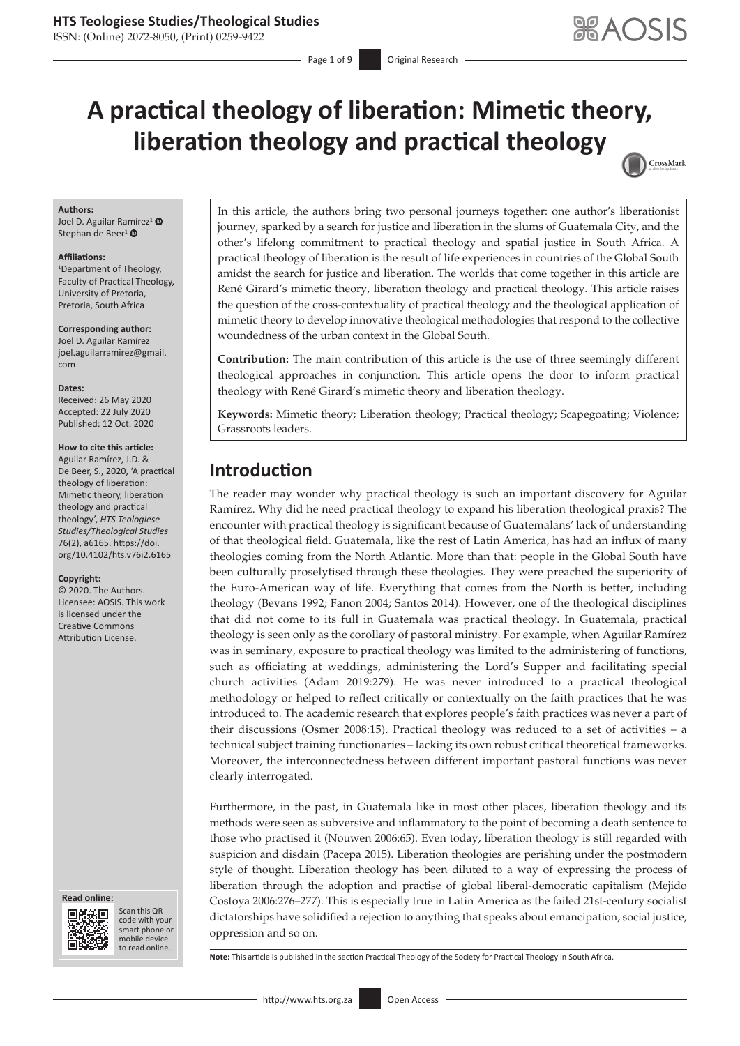# A practical theology of liberation: Mimetic theory, liberation theology and practical theology

**Authors:**
Joel D. Aguilar Ramírez[1]
Stephan de Beer[1]

**Affiliations:**
[1]Department of Theology, Faculty of Practical Theology, University of Pretoria, Pretoria, South Africa

**Corresponding author:**
Joel D. Aguilar Ramírez
joel.aguilarramirez@gmail.com

**Dates:**
Received: 26 May 2020
Accepted: 22 July 2020
Published: 12 Oct. 2020

**How to cite this article:**
Aguilar Ramírez, J.D. & De Beer, S., 2020, 'A practical theology of liberation: Mimetic theory, liberation theology and practical theology', *HTS Teologiese Studies/Theological Studies* 76(2), a6165. https://doi.org/10.4102/hts.v76i2.6165

**Copyright:**
© 2020. The Authors. Licensee: AOSIS. This work is licensed under the Creative Commons Attribution License.

In this article, the authors bring two personal journeys together: one author's liberationist journey, sparked by a search for justice and liberation in the slums of Guatemala City, and the other's lifelong commitment to practical theology and spatial justice in South Africa. A practical theology of liberation is the result of life experiences in countries of the Global South amidst the search for justice and liberation. The worlds that come together in this article are René Girard's mimetic theory, liberation theology and practical theology. This article raises the question of the cross-contextuality of practical theology and the theological application of mimetic theory to develop innovative theological methodologies that respond to the collective woundedness of the urban context in the Global South.

**Contribution:** The main contribution of this article is the use of three seemingly different theological approaches in conjunction. This article opens the door to inform practical theology with René Girard's mimetic theory and liberation theology.

**Keywords:** Mimetic theory; Liberation theology; Practical theology; Scapegoating; Violence; Grassroots leaders.

## Introduction

The reader may wonder why practical theology is such an important discovery for Aguilar Ramírez. Why did he need practical theology to expand his liberation theological praxis? The encounter with practical theology is significant because of Guatemalans' lack of understanding of that theological field. Guatemala, like the rest of Latin America, has had an influx of many theologies coming from the North Atlantic. More than that: people in the Global South have been culturally proselytised through these theologies. They were preached the superiority of the Euro-American way of life. Everything that comes from the North is better, including theology (Bevans 1992; Fanon 2004; Santos 2014). However, one of the theological disciplines that did not come to its full in Guatemala was practical theology. In Guatemala, practical theology is seen only as the corollary of pastoral ministry. For example, when Aguilar Ramírez was in seminary, exposure to practical theology was limited to the administering of functions, such as officiating at weddings, administering the Lord's Supper and facilitating special church activities (Adam 2019:279). He was never introduced to a practical theological methodology or helped to reflect critically or contextually on the faith practices that he was introduced to. The academic research that explores people's faith practices was never a part of their discussions (Osmer 2008:15). Practical theology was reduced to a set of activities – a technical subject training functionaries – lacking its own robust critical theoretical frameworks. Moreover, the interconnectedness between different important pastoral functions was never clearly interrogated.

Furthermore, in the past, in Guatemala like in most other places, liberation theology and its methods were seen as subversive and inflammatory to the point of becoming a death sentence to those who practised it (Nouwen 2006:65). Even today, liberation theology is still regarded with suspicion and disdain (Pacepa 2015). Liberation theologies are perishing under the postmodern style of thought. Liberation theology has been diluted to a way of expressing the process of liberation through the adoption and practise of global liberal-democratic capitalism (Mejido Costoya 2006:276–277). This is especially true in Latin America as the failed 21st-century socialist dictatorships have solidified a rejection to anything that speaks about emancipation, social justice, oppression and so on.

**Note:** This article is published in the section Practical Theology of the Society for Practical Theology in South Africa.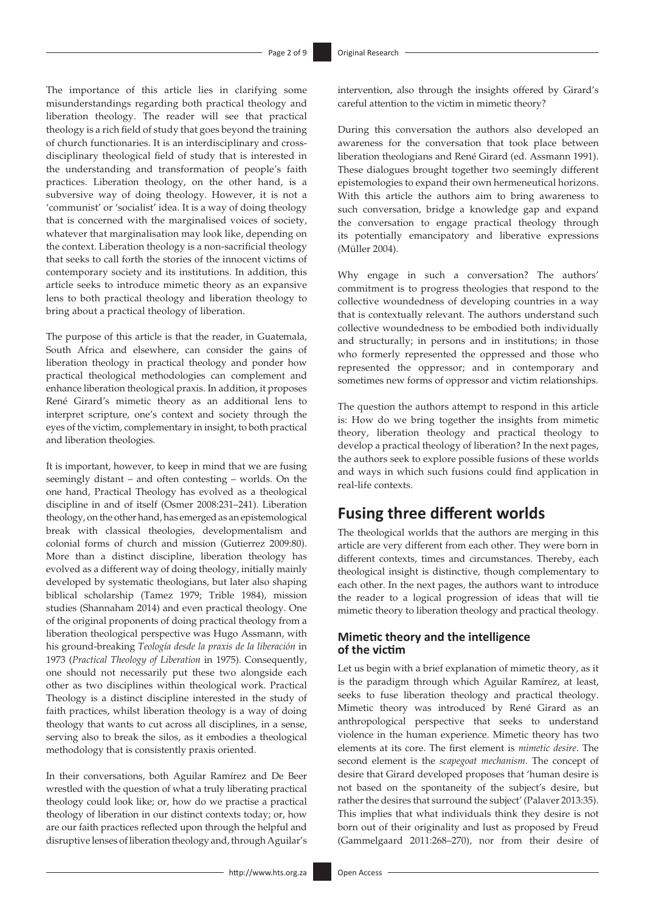The importance of this article lies in clarifying some misunderstandings regarding both practical theology and liberation theology. The reader will see that practical theology is a rich field of study that goes beyond the training of church functionaries. It is an interdisciplinary and cross-disciplinary theological field of study that is interested in the understanding and transformation of people's faith practices. Liberation theology, on the other hand, is a subversive way of doing theology. However, it is not a 'communist' or 'socialist' idea. It is a way of doing theology that is concerned with the marginalised voices of society, whatever that marginalisation may look like, depending on the context. Liberation theology is a non-sacrificial theology that seeks to call forth the stories of the innocent victims of contemporary society and its institutions. In addition, this article seeks to introduce mimetic theory as an expansive lens to both practical theology and liberation theology to bring about a practical theology of liberation.

The purpose of this article is that the reader, in Guatemala, South Africa and elsewhere, can consider the gains of liberation theology in practical theology and ponder how practical theological methodologies can complement and enhance liberation theological praxis. In addition, it proposes René Girard's mimetic theory as an additional lens to interpret scripture, one's context and society through the eyes of the victim, complementary in insight, to both practical and liberation theologies.

It is important, however, to keep in mind that we are fusing seemingly distant – and often contesting – worlds. On the one hand, Practical Theology has evolved as a theological discipline in and of itself (Osmer 2008:231–241). Liberation theology, on the other hand, has emerged as an epistemological break with classical theologies, developmentalism and colonial forms of church and mission (Gutierrez 2009:80). More than a distinct discipline, liberation theology has evolved as a different way of doing theology, initially mainly developed by systematic theologians, but later also shaping biblical scholarship (Tamez 1979; Trible 1984), mission studies (Shannaham 2014) and even practical theology. One of the original proponents of doing practical theology from a liberation theological perspective was Hugo Assmann, with his ground-breaking *Teología desde la praxis de la liberación* in 1973 (*Practical Theology of Liberation* in 1975). Consequently, one should not necessarily put these two alongside each other as two disciplines within theological work. Practical Theology is a distinct discipline interested in the study of faith practices, whilst liberation theology is a way of doing theology that wants to cut across all disciplines, in a sense, serving also to break the silos, as it embodies a theological methodology that is consistently praxis oriented.

In their conversations, both Aguilar Ramírez and De Beer wrestled with the question of what a truly liberating practical theology could look like; or, how do we practise a practical theology of liberation in our distinct contexts today; or, how are our faith practices reflected upon through the helpful and disruptive lenses of liberation theology and, through Aguilar's intervention, also through the insights offered by Girard's careful attention to the victim in mimetic theory?

During this conversation the authors also developed an awareness for the conversation that took place between liberation theologians and René Girard (ed. Assmann 1991). These dialogues brought together two seemingly different epistemologies to expand their own hermeneutical horizons. With this article the authors aim to bring awareness to such conversation, bridge a knowledge gap and expand the conversation to engage practical theology through its potentially emancipatory and liberative expressions (Müller 2004).

Why engage in such a conversation? The authors' commitment is to progress theologies that respond to the collective woundedness of developing countries in a way that is contextually relevant. The authors understand such collective woundedness to be embodied both individually and structurally; in persons and in institutions; in those who formerly represented the oppressed and those who represented the oppressor; and in contemporary and sometimes new forms of oppressor and victim relationships.

The question the authors attempt to respond in this article is: How do we bring together the insights from mimetic theory, liberation theology and practical theology to develop a practical theology of liberation? In the next pages, the authors seek to explore possible fusions of these worlds and ways in which such fusions could find application in real-life contexts.

## Fusing three different worlds

The theological worlds that the authors are merging in this article are very different from each other. They were born in different contexts, times and circumstances. Thereby, each theological insight is distinctive, though complementary to each other. In the next pages, the authors want to introduce the reader to a logical progression of ideas that will tie mimetic theory to liberation theology and practical theology.

### Mimetic theory and the intelligence of the victim

Let us begin with a brief explanation of mimetic theory, as it is the paradigm through which Aguilar Ramírez, at least, seeks to fuse liberation theology and practical theology. Mimetic theory was introduced by René Girard as an anthropological perspective that seeks to understand violence in the human experience. Mimetic theory has two elements at its core. The first element is *mimetic desire*. The second element is the *scapegoat mechanism*. The concept of desire that Girard developed proposes that 'human desire is not based on the spontaneity of the subject's desire, but rather the desires that surround the subject' (Palaver 2013:35). This implies that what individuals think they desire is not born out of their originality and lust as proposed by Freud (Gammelgaard 2011:268–270), nor from their desire of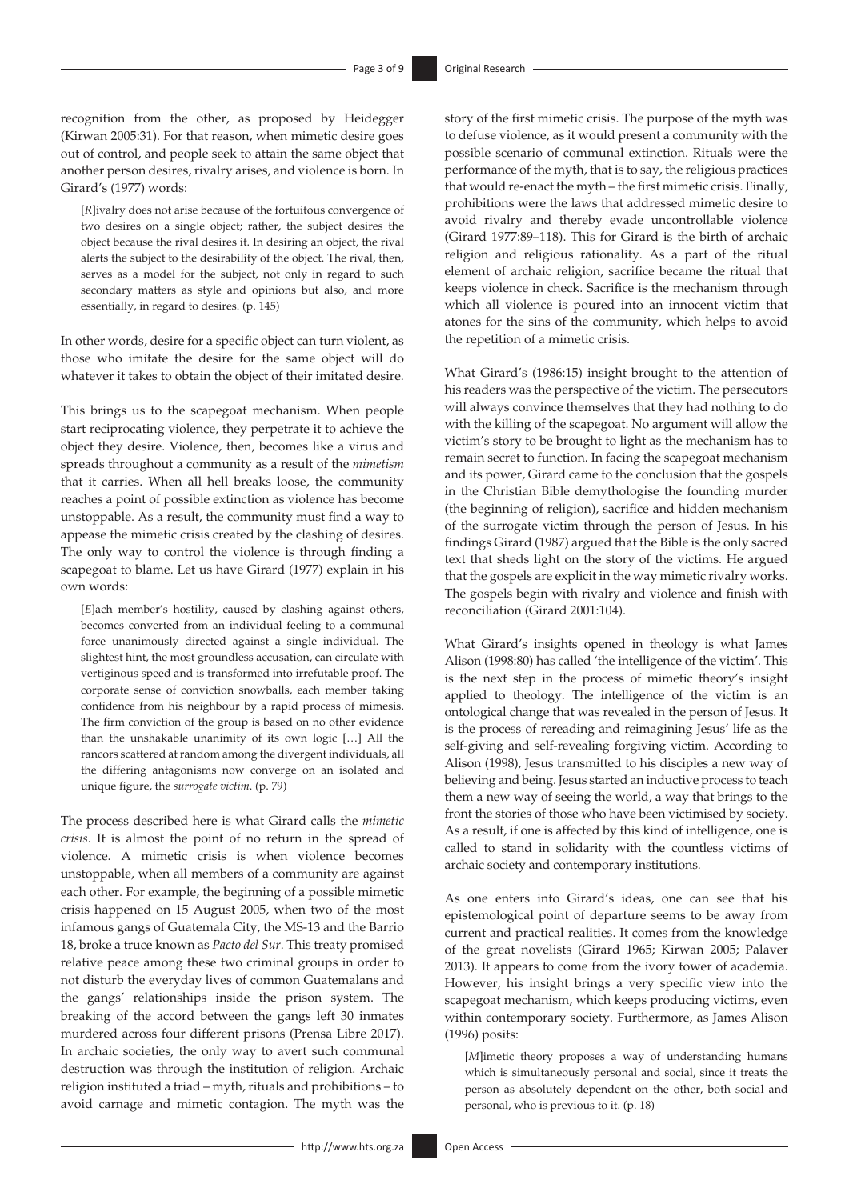recognition from the other, as proposed by Heidegger (Kirwan 2005:31). For that reason, when mimetic desire goes out of control, and people seek to attain the same object that another person desires, rivalry arises, and violence is born. In Girard's (1977) words:

> [*R*]ivalry does not arise because of the fortuitous convergence of two desires on a single object; rather, the subject desires the object because the rival desires it. In desiring an object, the rival alerts the subject to the desirability of the object. The rival, then, serves as a model for the subject, not only in regard to such secondary matters as style and opinions but also, and more essentially, in regard to desires. (p. 145)

In other words, desire for a specific object can turn violent, as those who imitate the desire for the same object will do whatever it takes to obtain the object of their imitated desire.

This brings us to the scapegoat mechanism. When people start reciprocating violence, they perpetrate it to achieve the object they desire. Violence, then, becomes like a virus and spreads throughout a community as a result of the *mimetism* that it carries. When all hell breaks loose, the community reaches a point of possible extinction as violence has become unstoppable. As a result, the community must find a way to appease the mimetic crisis created by the clashing of desires. The only way to control the violence is through finding a scapegoat to blame. Let us have Girard (1977) explain in his own words:

> [*E*]ach member's hostility, caused by clashing against others, becomes converted from an individual feeling to a communal force unanimously directed against a single individual. The slightest hint, the most groundless accusation, can circulate with vertiginous speed and is transformed into irrefutable proof. The corporate sense of conviction snowballs, each member taking confidence from his neighbour by a rapid process of mimesis. The firm conviction of the group is based on no other evidence than the unshakable unanimity of its own logic […] All the rancors scattered at random among the divergent individuals, all the differing antagonisms now converge on an isolated and unique figure, the *surrogate victim*. (p. 79)

The process described here is what Girard calls the *mimetic crisis*. It is almost the point of no return in the spread of violence. A mimetic crisis is when violence becomes unstoppable, when all members of a community are against each other. For example, the beginning of a possible mimetic crisis happened on 15 August 2005, when two of the most infamous gangs of Guatemala City, the MS-13 and the Barrio 18, broke a truce known as *Pacto del Sur*. This treaty promised relative peace among these two criminal groups in order to not disturb the everyday lives of common Guatemalans and the gangs' relationships inside the prison system. The breaking of the accord between the gangs left 30 inmates murdered across four different prisons (Prensa Libre 2017). In archaic societies, the only way to avert such communal destruction was through the institution of religion. Archaic religion instituted a triad – myth, rituals and prohibitions – to avoid carnage and mimetic contagion. The myth was the story of the first mimetic crisis. The purpose of the myth was to defuse violence, as it would present a community with the possible scenario of communal extinction. Rituals were the performance of the myth, that is to say, the religious practices that would re-enact the myth – the first mimetic crisis. Finally, prohibitions were the laws that addressed mimetic desire to avoid rivalry and thereby evade uncontrollable violence (Girard 1977:89–118). This for Girard is the birth of archaic religion and religious rationality. As a part of the ritual element of archaic religion, sacrifice became the ritual that keeps violence in check. Sacrifice is the mechanism through which all violence is poured into an innocent victim that atones for the sins of the community, which helps to avoid the repetition of a mimetic crisis.

What Girard's (1986:15) insight brought to the attention of his readers was the perspective of the victim. The persecutors will always convince themselves that they had nothing to do with the killing of the scapegoat. No argument will allow the victim's story to be brought to light as the mechanism has to remain secret to function. In facing the scapegoat mechanism and its power, Girard came to the conclusion that the gospels in the Christian Bible demythologise the founding murder (the beginning of religion), sacrifice and hidden mechanism of the surrogate victim through the person of Jesus. In his findings Girard (1987) argued that the Bible is the only sacred text that sheds light on the story of the victims. He argued that the gospels are explicit in the way mimetic rivalry works. The gospels begin with rivalry and violence and finish with reconciliation (Girard 2001:104).

What Girard's insights opened in theology is what James Alison (1998:80) has called 'the intelligence of the victim'. This is the next step in the process of mimetic theory's insight applied to theology. The intelligence of the victim is an ontological change that was revealed in the person of Jesus. It is the process of rereading and reimagining Jesus' life as the self-giving and self-revealing forgiving victim. According to Alison (1998), Jesus transmitted to his disciples a new way of believing and being. Jesus started an inductive process to teach them a new way of seeing the world, a way that brings to the front the stories of those who have been victimised by society. As a result, if one is affected by this kind of intelligence, one is called to stand in solidarity with the countless victims of archaic society and contemporary institutions.

As one enters into Girard's ideas, one can see that his epistemological point of departure seems to be away from current and practical realities. It comes from the knowledge of the great novelists (Girard 1965; Kirwan 2005; Palaver 2013). It appears to come from the ivory tower of academia. However, his insight brings a very specific view into the scapegoat mechanism, which keeps producing victims, even within contemporary society. Furthermore, as James Alison (1996) posits:

> [*M*]imetic theory proposes a way of understanding humans which is simultaneously personal and social, since it treats the person as absolutely dependent on the other, both social and personal, who is previous to it. (p. 18)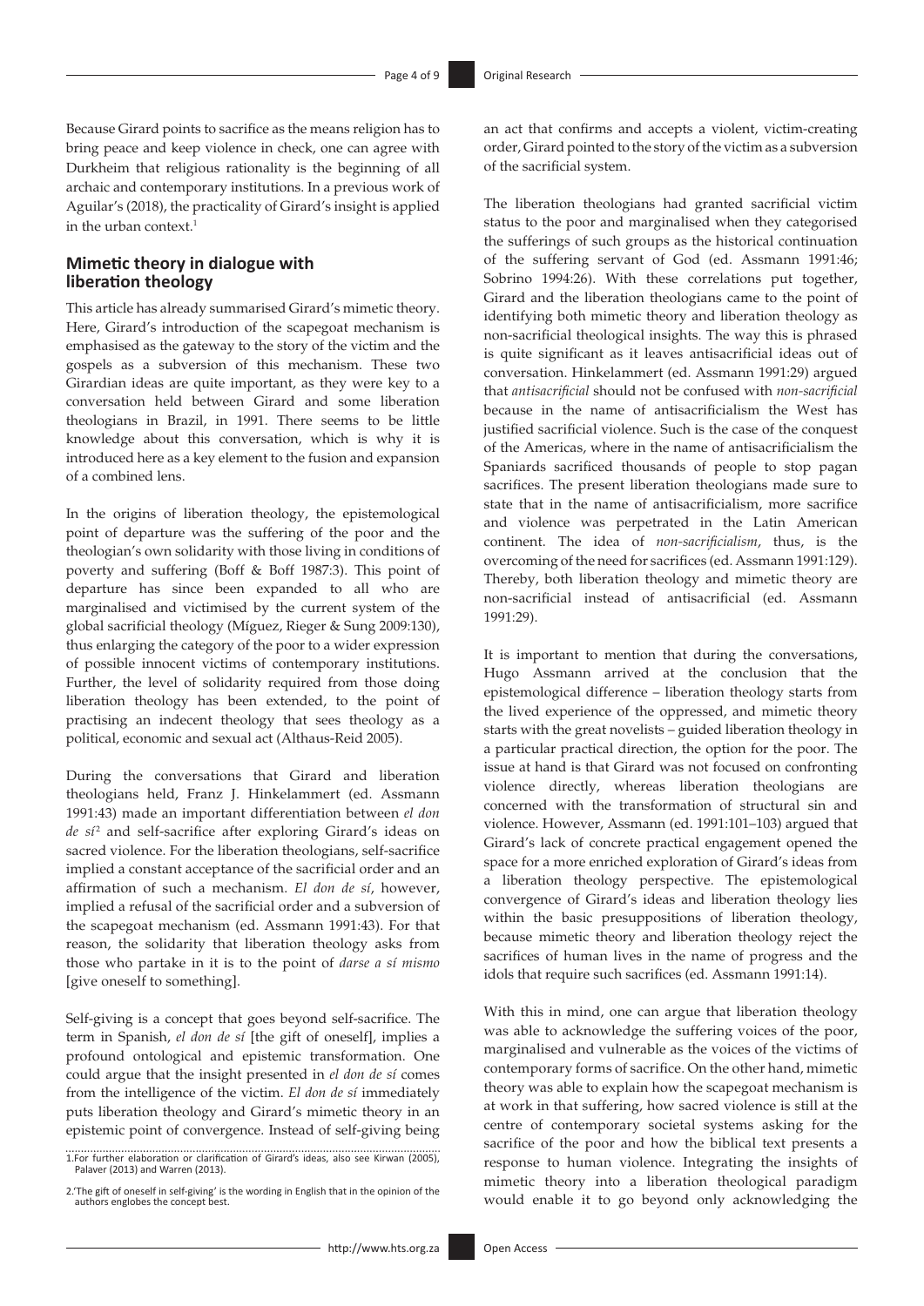Because Girard points to sacrifice as the means religion has to bring peace and keep violence in check, one can agree with Durkheim that religious rationality is the beginning of all archaic and contemporary institutions. In a previous work of Aguilar's (2018), the practicality of Girard's insight is applied in the urban context.[1]

## Mimetic theory in dialogue with liberation theology

This article has already summarised Girard's mimetic theory. Here, Girard's introduction of the scapegoat mechanism is emphasised as the gateway to the story of the victim and the gospels as a subversion of this mechanism. These two Girardian ideas are quite important, as they were key to a conversation held between Girard and some liberation theologians in Brazil, in 1991. There seems to be little knowledge about this conversation, which is why it is introduced here as a key element to the fusion and expansion of a combined lens.

In the origins of liberation theology, the epistemological point of departure was the suffering of the poor and the theologian's own solidarity with those living in conditions of poverty and suffering (Boff & Boff 1987:3). This point of departure has since been expanded to all who are marginalised and victimised by the current system of the global sacrificial theology (Míguez, Rieger & Sung 2009:130), thus enlarging the category of the poor to a wider expression of possible innocent victims of contemporary institutions. Further, the level of solidarity required from those doing liberation theology has been extended, to the point of practising an indecent theology that sees theology as a political, economic and sexual act (Althaus-Reid 2005).

During the conversations that Girard and liberation theologians held, Franz J. Hinkelammert (ed. Assmann 1991:43) made an important differentiation between *el don de sí*[2] and self-sacrifice after exploring Girard's ideas on sacred violence. For the liberation theologians, self-sacrifice implied a constant acceptance of the sacrificial order and an affirmation of such a mechanism. *El don de sí*, however, implied a refusal of the sacrificial order and a subversion of the scapegoat mechanism (ed. Assmann 1991:43). For that reason, the solidarity that liberation theology asks from those who partake in it is to the point of *darse a sí mismo* [give oneself to something].

Self-giving is a concept that goes beyond self-sacrifice. The term in Spanish, *el don de sí* [the gift of oneself], implies a profound ontological and epistemic transformation. One could argue that the insight presented in *el don de sí* comes from the intelligence of the victim. *El don de sí* immediately puts liberation theology and Girard's mimetic theory in an epistemic point of convergence. Instead of self-giving being an act that confirms and accepts a violent, victim-creating order, Girard pointed to the story of the victim as a subversion of the sacrificial system.

The liberation theologians had granted sacrificial victim status to the poor and marginalised when they categorised the sufferings of such groups as the historical continuation of the suffering servant of God (ed. Assmann 1991:46; Sobrino 1994:26). With these correlations put together, Girard and the liberation theologians came to the point of identifying both mimetic theory and liberation theology as non-sacrificial theological insights. The way this is phrased is quite significant as it leaves antisacrificial ideas out of conversation. Hinkelammert (ed. Assmann 1991:29) argued that *antisacrificial* should not be confused with *non-sacrificial* because in the name of antisacrificialism the West has justified sacrificial violence. Such is the case of the conquest of the Americas, where in the name of antisacrificialism the Spaniards sacrificed thousands of people to stop pagan sacrifices. The present liberation theologians made sure to state that in the name of antisacrificialism, more sacrifice and violence was perpetrated in the Latin American continent. The idea of *non-sacrificialism*, thus, is the overcoming of the need for sacrifices (ed. Assmann 1991:129). Thereby, both liberation theology and mimetic theory are non-sacrificial instead of antisacrificial (ed. Assmann 1991:29).

It is important to mention that during the conversations, Hugo Assmann arrived at the conclusion that the epistemological difference – liberation theology starts from the lived experience of the oppressed, and mimetic theory starts with the great novelists – guided liberation theology in a particular practical direction, the option for the poor. The issue at hand is that Girard was not focused on confronting violence directly, whereas liberation theologians are concerned with the transformation of structural sin and violence. However, Assmann (ed. 1991:101–103) argued that Girard's lack of concrete practical engagement opened the space for a more enriched exploration of Girard's ideas from a liberation theology perspective. The epistemological convergence of Girard's ideas and liberation theology lies within the basic presuppositions of liberation theology, because mimetic theory and liberation theology reject the sacrifices of human lives in the name of progress and the idols that require such sacrifices (ed. Assmann 1991:14).

With this in mind, one can argue that liberation theology was able to acknowledge the suffering voices of the poor, marginalised and vulnerable as the voices of the victims of contemporary forms of sacrifice. On the other hand, mimetic theory was able to explain how the scapegoat mechanism is at work in that suffering, how sacred violence is still at the centre of contemporary societal systems asking for the sacrifice of the poor and how the biblical text presents a response to human violence. Integrating the insights of mimetic theory into a liberation theological paradigm would enable it to go beyond only acknowledging the

1. For further elaboration or clarification of Girard's ideas, also see Kirwan (2005), Palaver (2013) and Warren (2013).

2. 'The gift of oneself in self-giving' is the wording in English that in the opinion of the authors englobes the concept best.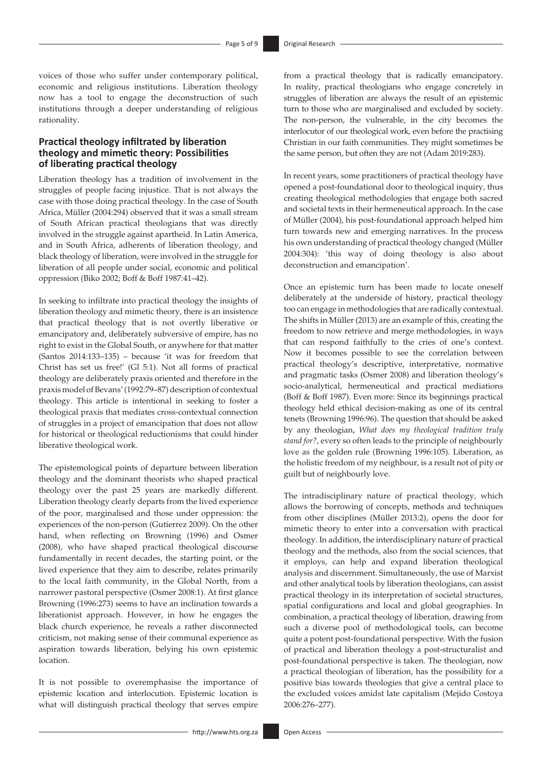voices of those who suffer under contemporary political, economic and religious institutions. Liberation theology now has a tool to engage the deconstruction of such institutions through a deeper understanding of religious rationality.

## Practical theology infiltrated by liberation theology and mimetic theory: Possibilities of liberating practical theology

Liberation theology has a tradition of involvement in the struggles of people facing injustice. That is not always the case with those doing practical theology. In the case of South Africa, Müller (2004:294) observed that it was a small stream of South African practical theologians that was directly involved in the struggle against apartheid. In Latin America, and in South Africa, adherents of liberation theology, and black theology of liberation, were involved in the struggle for liberation of all people under social, economic and political oppression (Biko 2002; Boff & Boff 1987:41–42).

In seeking to infiltrate into practical theology the insights of liberation theology and mimetic theory, there is an insistence that practical theology that is not overtly liberative or emancipatory and, deliberately subversive of empire, has no right to exist in the Global South, or anywhere for that matter (Santos 2014:133–135) – because 'it was for freedom that Christ has set us free!' (Gl 5:1). Not all forms of practical theology are deliberately praxis oriented and therefore in the praxis model of Bevans' (1992:79–87) description of contextual theology. This article is intentional in seeking to foster a theological praxis that mediates cross-contextual connection of struggles in a project of emancipation that does not allow for historical or theological reductionisms that could hinder liberative theological work.

The epistemological points of departure between liberation theology and the dominant theorists who shaped practical theology over the past 25 years are markedly different. Liberation theology clearly departs from the lived experience of the poor, marginalised and those under oppression: the experiences of the non-person (Gutierrez 2009). On the other hand, when reflecting on Browning (1996) and Osmer (2008), who have shaped practical theological discourse fundamentally in recent decades, the starting point, or the lived experience that they aim to describe, relates primarily to the local faith community, in the Global North, from a narrower pastoral perspective (Osmer 2008:1). At first glance Browning (1996:273) seems to have an inclination towards a liberationist approach. However, in how he engages the black church experience, he reveals a rather disconnected criticism, not making sense of their communal experience as aspiration towards liberation, belying his own epistemic location.

It is not possible to overemphasise the importance of epistemic location and interlocution. Epistemic location is what will distinguish practical theology that serves empire from a practical theology that is radically emancipatory. In reality, practical theologians who engage concretely in struggles of liberation are always the result of an epistemic turn to those who are marginalised and excluded by society. The non-person, the vulnerable, in the city becomes the interlocutor of our theological work, even before the practising Christian in our faith communities. They might sometimes be the same person, but often they are not (Adam 2019:283).

In recent years, some practitioners of practical theology have opened a post-foundational door to theological inquiry, thus creating theological methodologies that engage both sacred and societal texts in their hermeneutical approach. In the case of Müller (2004), his post-foundational approach helped him turn towards new and emerging narratives. In the process his own understanding of practical theology changed (Müller 2004:304): 'this way of doing theology is also about deconstruction and emancipation'.

Once an epistemic turn has been made to locate oneself deliberately at the underside of history, practical theology too can engage in methodologies that are radically contextual. The shifts in Müller (2013) are an example of this, creating the freedom to now retrieve and merge methodologies, in ways that can respond faithfully to the cries of one's context. Now it becomes possible to see the correlation between practical theology's descriptive, interpretative, normative and pragmatic tasks (Osmer 2008) and liberation theology's socio-analytical, hermeneutical and practical mediations (Boff & Boff 1987). Even more: Since its beginnings practical theology held ethical decision-making as one of its central tenets (Browning 1996:96). The question that should be asked by any theologian, *What does my theological tradition truly stand for?*, every so often leads to the principle of neighbourly love as the golden rule (Browning 1996:105). Liberation, as the holistic freedom of my neighbour, is a result not of pity or guilt but of neighbourly love.

The intradisciplinary nature of practical theology, which allows the borrowing of concepts, methods and techniques from other disciplines (Müller 2013:2), opens the door for mimetic theory to enter into a conversation with practical theology. In addition, the interdisciplinary nature of practical theology and the methods, also from the social sciences, that it employs, can help and expand liberation theological analysis and discernment. Simultaneously, the use of Marxist and other analytical tools by liberation theologians, can assist practical theology in its interpretation of societal structures, spatial configurations and local and global geographies. In combination, a practical theology of liberation, drawing from such a diverse pool of methodological tools, can become quite a potent post-foundational perspective. With the fusion of practical and liberation theology a post-structuralist and post-foundational perspective is taken. The theologian, now a practical theologian of liberation, has the possibility for a positive bias towards theologies that give a central place to the excluded voices amidst late capitalism (Mejido Costoya 2006:276–277).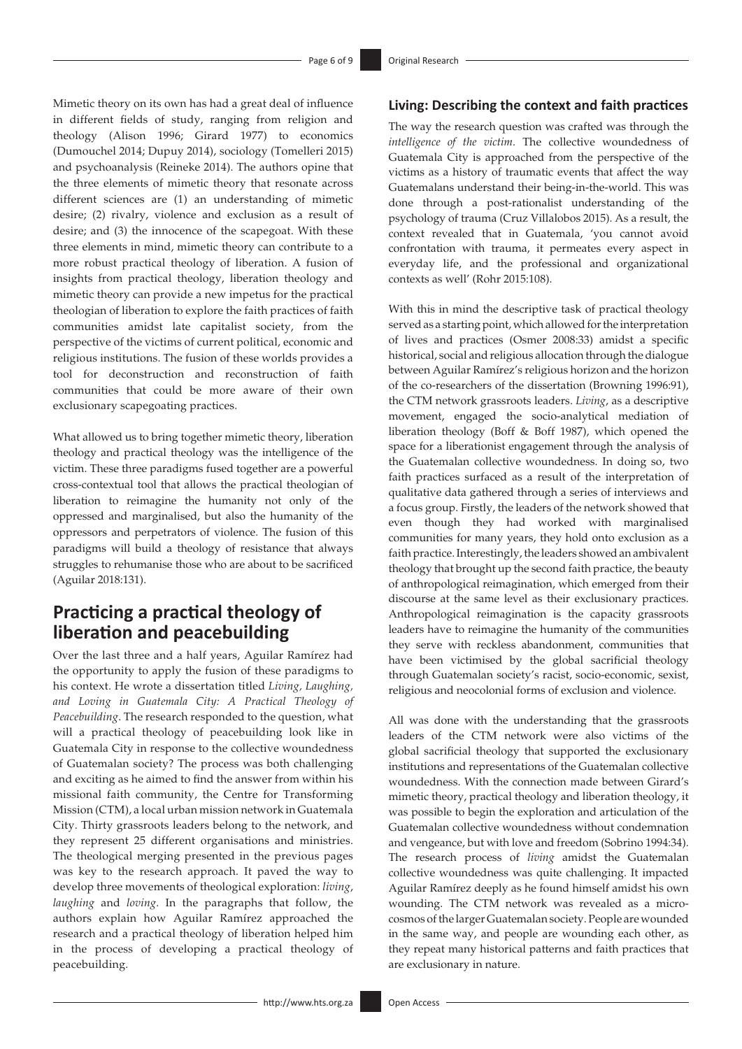Mimetic theory on its own has had a great deal of influence in different fields of study, ranging from religion and theology (Alison 1996; Girard 1977) to economics (Dumouchel 2014; Dupuy 2014), sociology (Tomelleri 2015) and psychoanalysis (Reineke 2014). The authors opine that the three elements of mimetic theory that resonate across different sciences are (1) an understanding of mimetic desire; (2) rivalry, violence and exclusion as a result of desire; and (3) the innocence of the scapegoat. With these three elements in mind, mimetic theory can contribute to a more robust practical theology of liberation. A fusion of insights from practical theology, liberation theology and mimetic theory can provide a new impetus for the practical theologian of liberation to explore the faith practices of faith communities amidst late capitalist society, from the perspective of the victims of current political, economic and religious institutions. The fusion of these worlds provides a tool for deconstruction and reconstruction of faith communities that could be more aware of their own exclusionary scapegoating practices.

What allowed us to bring together mimetic theory, liberation theology and practical theology was the intelligence of the victim. These three paradigms fused together are a powerful cross-contextual tool that allows the practical theologian of liberation to reimagine the humanity not only of the oppressed and marginalised, but also the humanity of the oppressors and perpetrators of violence. The fusion of this paradigms will build a theology of resistance that always struggles to rehumanise those who are about to be sacrificed (Aguilar 2018:131).

## Practicing a practical theology of liberation and peacebuilding

Over the last three and a half years, Aguilar Ramírez had the opportunity to apply the fusion of these paradigms to his context. He wrote a dissertation titled *Living, Laughing, and Loving in Guatemala City: A Practical Theology of Peacebuilding*. The research responded to the question, what will a practical theology of peacebuilding look like in Guatemala City in response to the collective woundedness of Guatemalan society? The process was both challenging and exciting as he aimed to find the answer from within his missional faith community, the Centre for Transforming Mission (CTM), a local urban mission network in Guatemala City. Thirty grassroots leaders belong to the network, and they represent 25 different organisations and ministries. The theological merging presented in the previous pages was key to the research approach. It paved the way to develop three movements of theological exploration: *living*, *laughing* and *loving*. In the paragraphs that follow, the authors explain how Aguilar Ramírez approached the research and a practical theology of liberation helped him in the process of developing a practical theology of peacebuilding.

### Living: Describing the context and faith practices

The way the research question was crafted was through the *intelligence of the victim*. The collective woundedness of Guatemala City is approached from the perspective of the victims as a history of traumatic events that affect the way Guatemalans understand their being-in-the-world. This was done through a post-rationalist understanding of the psychology of trauma (Cruz Villalobos 2015). As a result, the context revealed that in Guatemala, 'you cannot avoid confrontation with trauma, it permeates every aspect in everyday life, and the professional and organizational contexts as well' (Rohr 2015:108).

With this in mind the descriptive task of practical theology served as a starting point, which allowed for the interpretation of lives and practices (Osmer 2008:33) amidst a specific historical, social and religious allocation through the dialogue between Aguilar Ramírez's religious horizon and the horizon of the co-researchers of the dissertation (Browning 1996:91), the CTM network grassroots leaders. *Living*, as a descriptive movement, engaged the socio-analytical mediation of liberation theology (Boff & Boff 1987), which opened the space for a liberationist engagement through the analysis of the Guatemalan collective woundedness. In doing so, two faith practices surfaced as a result of the interpretation of qualitative data gathered through a series of interviews and a focus group. Firstly, the leaders of the network showed that even though they had worked with marginalised communities for many years, they hold onto exclusion as a faith practice. Interestingly, the leaders showed an ambivalent theology that brought up the second faith practice, the beauty of anthropological reimagination, which emerged from their discourse at the same level as their exclusionary practices. Anthropological reimagination is the capacity grassroots leaders have to reimagine the humanity of the communities they serve with reckless abandonment, communities that have been victimised by the global sacrificial theology through Guatemalan society's racist, socio-economic, sexist, religious and neocolonial forms of exclusion and violence.

All was done with the understanding that the grassroots leaders of the CTM network were also victims of the global sacrificial theology that supported the exclusionary institutions and representations of the Guatemalan collective woundedness. With the connection made between Girard's mimetic theory, practical theology and liberation theology, it was possible to begin the exploration and articulation of the Guatemalan collective woundedness without condemnation and vengeance, but with love and freedom (Sobrino 1994:34). The research process of *living* amidst the Guatemalan collective woundedness was quite challenging. It impacted Aguilar Ramírez deeply as he found himself amidst his own wounding. The CTM network was revealed as a micro-cosmos of the larger Guatemalan society. People are wounded in the same way, and people are wounding each other, as they repeat many historical patterns and faith practices that are exclusionary in nature.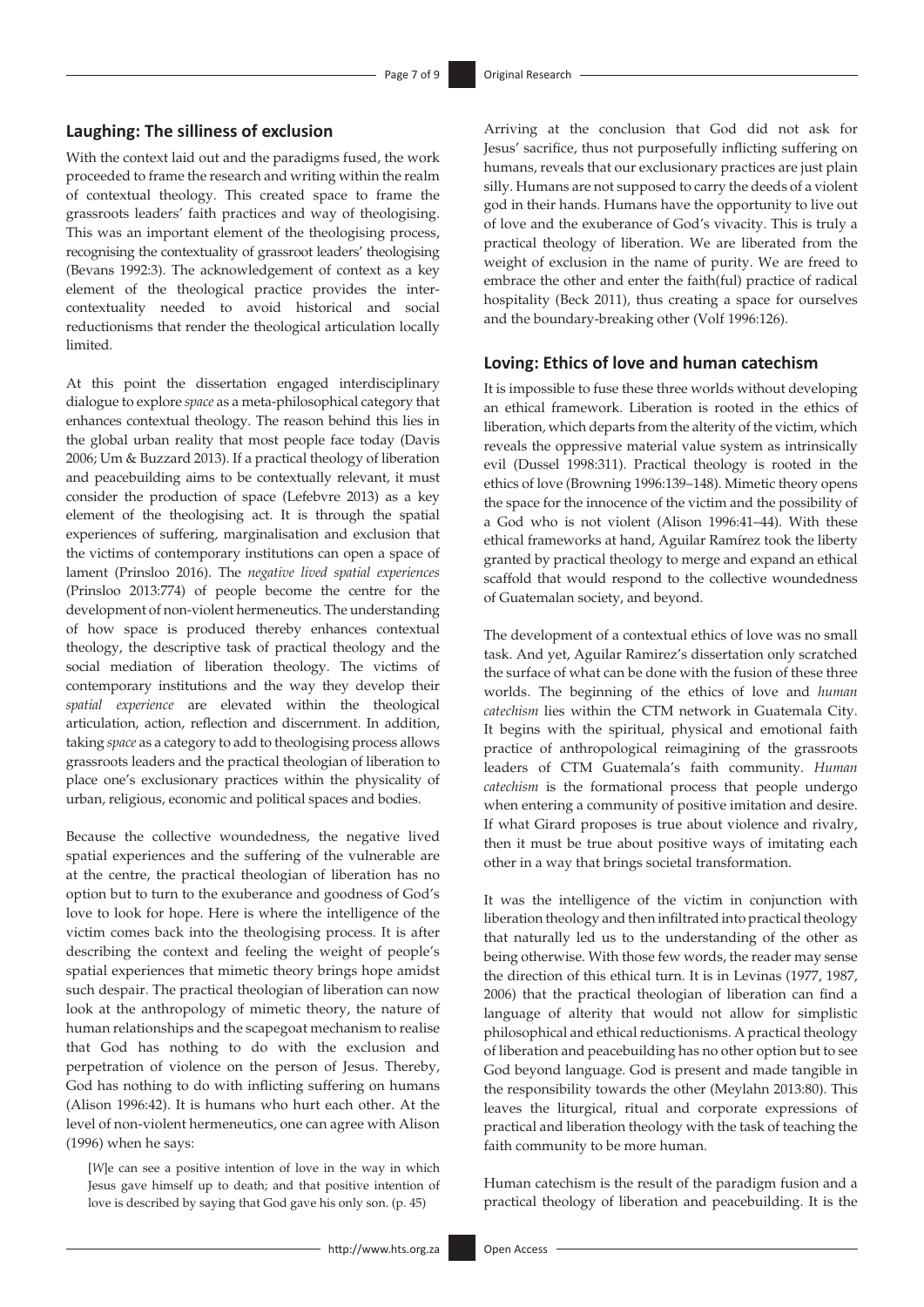## Laughing: The silliness of exclusion

With the context laid out and the paradigms fused, the work proceeded to frame the research and writing within the realm of contextual theology. This created space to frame the grassroots leaders' faith practices and way of theologising. This was an important element of the theologising process, recognising the contextuality of grassroot leaders' theologising (Bevans 1992:3). The acknowledgement of context as a key element of the theological practice provides the inter-contextuality needed to avoid historical and social reductionisms that render the theological articulation locally limited.

At this point the dissertation engaged interdisciplinary dialogue to explore *space* as a meta-philosophical category that enhances contextual theology. The reason behind this lies in the global urban reality that most people face today (Davis 2006; Um & Buzzard 2013). If a practical theology of liberation and peacebuilding aims to be contextually relevant, it must consider the production of space (Lefebvre 2013) as a key element of the theologising act. It is through the spatial experiences of suffering, marginalisation and exclusion that the victims of contemporary institutions can open a space of lament (Prinsloo 2016). The *negative lived spatial experiences* (Prinsloo 2013:774) of people become the centre for the development of non-violent hermeneutics. The understanding of how space is produced thereby enhances contextual theology, the descriptive task of practical theology and the social mediation of liberation theology. The victims of contemporary institutions and the way they develop their *spatial experience* are elevated within the theological articulation, action, reflection and discernment. In addition, taking *space* as a category to add to theologising process allows grassroots leaders and the practical theologian of liberation to place one's exclusionary practices within the physicality of urban, religious, economic and political spaces and bodies.

Because the collective woundedness, the negative lived spatial experiences and the suffering of the vulnerable are at the centre, the practical theologian of liberation has no option but to turn to the exuberance and goodness of God's love to look for hope. Here is where the intelligence of the victim comes back into the theologising process. It is after describing the context and feeling the weight of people's spatial experiences that mimetic theory brings hope amidst such despair. The practical theologian of liberation can now look at the anthropology of mimetic theory, the nature of human relationships and the scapegoat mechanism to realise that God has nothing to do with the exclusion and perpetration of violence on the person of Jesus. Thereby, God has nothing to do with inflicting suffering on humans (Alison 1996:42). It is humans who hurt each other. At the level of non-violent hermeneutics, one can agree with Alison (1996) when he says:

> [*W*]e can see a positive intention of love in the way in which Jesus gave himself up to death; and that positive intention of love is described by saying that God gave his only son. (p. 45)

Arriving at the conclusion that God did not ask for Jesus' sacrifice, thus not purposefully inflicting suffering on humans, reveals that our exclusionary practices are just plain silly. Humans are not supposed to carry the deeds of a violent god in their hands. Humans have the opportunity to live out of love and the exuberance of God's vivacity. This is truly a practical theology of liberation. We are liberated from the weight of exclusion in the name of purity. We are freed to embrace the other and enter the faith(ful) practice of radical hospitality (Beck 2011), thus creating a space for ourselves and the boundary-breaking other (Volf 1996:126).

## Loving: Ethics of love and human catechism

It is impossible to fuse these three worlds without developing an ethical framework. Liberation is rooted in the ethics of liberation, which departs from the alterity of the victim, which reveals the oppressive material value system as intrinsically evil (Dussel 1998:311). Practical theology is rooted in the ethics of love (Browning 1996:139–148). Mimetic theory opens the space for the innocence of the victim and the possibility of a God who is not violent (Alison 1996:41–44). With these ethical frameworks at hand, Aguilar Ramírez took the liberty granted by practical theology to merge and expand an ethical scaffold that would respond to the collective woundedness of Guatemalan society, and beyond.

The development of a contextual ethics of love was no small task. And yet, Aguilar Ramirez's dissertation only scratched the surface of what can be done with the fusion of these three worlds. The beginning of the ethics of love and *human catechism* lies within the CTM network in Guatemala City. It begins with the spiritual, physical and emotional faith practice of anthropological reimagining of the grassroots leaders of CTM Guatemala's faith community. *Human catechism* is the formational process that people undergo when entering a community of positive imitation and desire. If what Girard proposes is true about violence and rivalry, then it must be true about positive ways of imitating each other in a way that brings societal transformation.

It was the intelligence of the victim in conjunction with liberation theology and then infiltrated into practical theology that naturally led us to the understanding of the other as being otherwise. With those few words, the reader may sense the direction of this ethical turn. It is in Levinas (1977, 1987, 2006) that the practical theologian of liberation can find a language of alterity that would not allow for simplistic philosophical and ethical reductionisms. A practical theology of liberation and peacebuilding has no other option but to see God beyond language. God is present and made tangible in the responsibility towards the other (Meylahn 2013:80). This leaves the liturgical, ritual and corporate expressions of practical and liberation theology with the task of teaching the faith community to be more human.

Human catechism is the result of the paradigm fusion and a practical theology of liberation and peacebuilding. It is the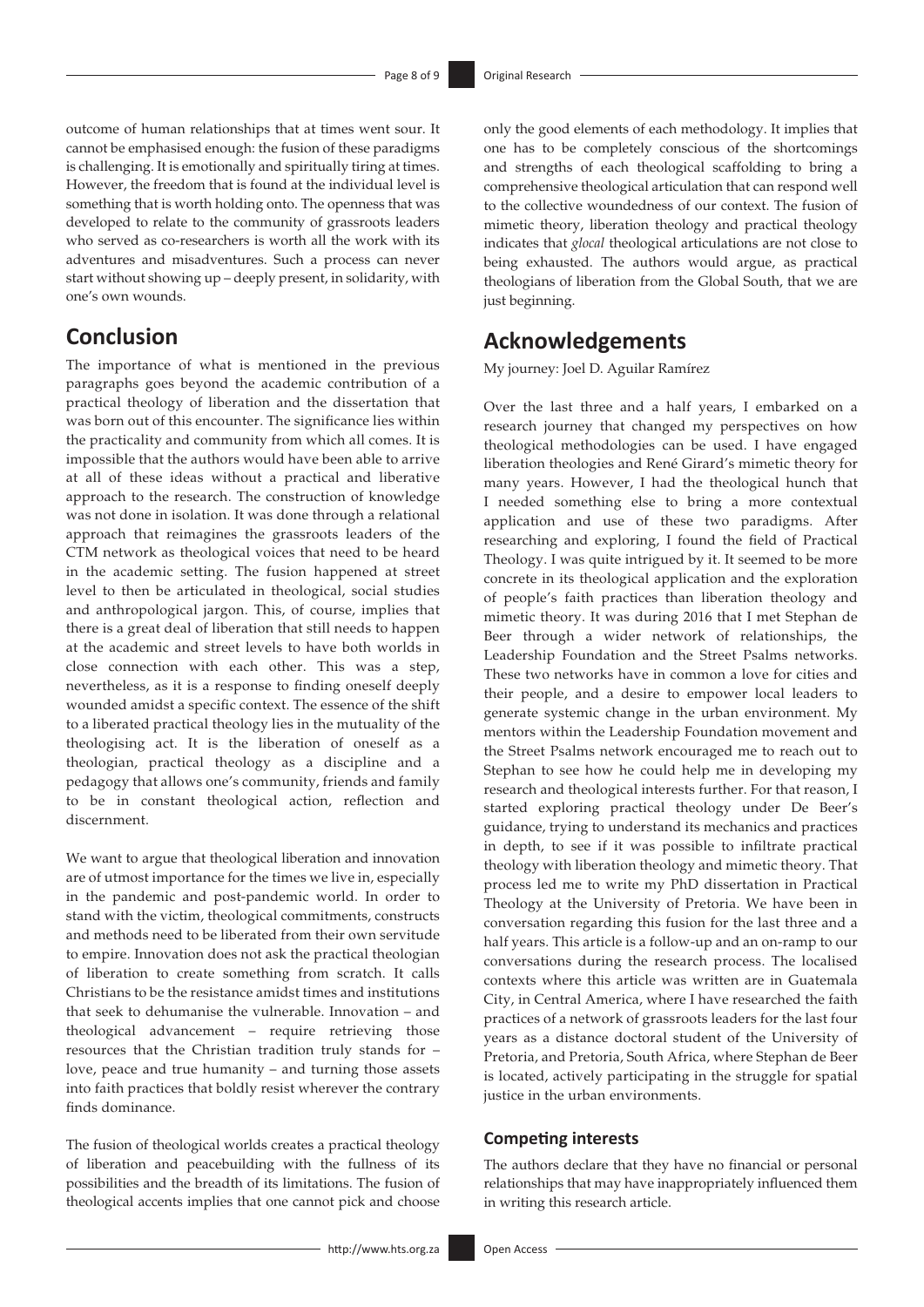outcome of human relationships that at times went sour. It cannot be emphasised enough: the fusion of these paradigms is challenging. It is emotionally and spiritually tiring at times. However, the freedom that is found at the individual level is something that is worth holding onto. The openness that was developed to relate to the community of grassroots leaders who served as co-researchers is worth all the work with its adventures and misadventures. Such a process can never start without showing up – deeply present, in solidarity, with one's own wounds.

## Conclusion

The importance of what is mentioned in the previous paragraphs goes beyond the academic contribution of a practical theology of liberation and the dissertation that was born out of this encounter. The significance lies within the practicality and community from which all comes. It is impossible that the authors would have been able to arrive at all of these ideas without a practical and liberative approach to the research. The construction of knowledge was not done in isolation. It was done through a relational approach that reimagines the grassroots leaders of the CTM network as theological voices that need to be heard in the academic setting. The fusion happened at street level to then be articulated in theological, social studies and anthropological jargon. This, of course, implies that there is a great deal of liberation that still needs to happen at the academic and street levels to have both worlds in close connection with each other. This was a step, nevertheless, as it is a response to finding oneself deeply wounded amidst a specific context. The essence of the shift to a liberated practical theology lies in the mutuality of the theologising act. It is the liberation of oneself as a theologian, practical theology as a discipline and a pedagogy that allows one's community, friends and family to be in constant theological action, reflection and discernment.

We want to argue that theological liberation and innovation are of utmost importance for the times we live in, especially in the pandemic and post-pandemic world. In order to stand with the victim, theological commitments, constructs and methods need to be liberated from their own servitude to empire. Innovation does not ask the practical theologian of liberation to create something from scratch. It calls Christians to be the resistance amidst times and institutions that seek to dehumanise the vulnerable. Innovation – and theological advancement – require retrieving those resources that the Christian tradition truly stands for – love, peace and true humanity – and turning those assets into faith practices that boldly resist wherever the contrary finds dominance.

The fusion of theological worlds creates a practical theology of liberation and peacebuilding with the fullness of its possibilities and the breadth of its limitations. The fusion of theological accents implies that one cannot pick and choose only the good elements of each methodology. It implies that one has to be completely conscious of the shortcomings and strengths of each theological scaffolding to bring a comprehensive theological articulation that can respond well to the collective woundedness of our context. The fusion of mimetic theory, liberation theology and practical theology indicates that *glocal* theological articulations are not close to being exhausted. The authors would argue, as practical theologians of liberation from the Global South, that we are just beginning.

## Acknowledgements

My journey: Joel D. Aguilar Ramírez

Over the last three and a half years, I embarked on a research journey that changed my perspectives on how theological methodologies can be used. I have engaged liberation theologies and René Girard's mimetic theory for many years. However, I had the theological hunch that I needed something else to bring a more contextual application and use of these two paradigms. After researching and exploring, I found the field of Practical Theology. I was quite intrigued by it. It seemed to be more concrete in its theological application and the exploration of people's faith practices than liberation theology and mimetic theory. It was during 2016 that I met Stephan de Beer through a wider network of relationships, the Leadership Foundation and the Street Psalms networks. These two networks have in common a love for cities and their people, and a desire to empower local leaders to generate systemic change in the urban environment. My mentors within the Leadership Foundation movement and the Street Psalms network encouraged me to reach out to Stephan to see how he could help me in developing my research and theological interests further. For that reason, I started exploring practical theology under De Beer's guidance, trying to understand its mechanics and practices in depth, to see if it was possible to infiltrate practical theology with liberation theology and mimetic theory. That process led me to write my PhD dissertation in Practical Theology at the University of Pretoria. We have been in conversation regarding this fusion for the last three and a half years. This article is a follow-up and an on-ramp to our conversations during the research process. The localised contexts where this article was written are in Guatemala City, in Central America, where I have researched the faith practices of a network of grassroots leaders for the last four years as a distance doctoral student of the University of Pretoria, and Pretoria, South Africa, where Stephan de Beer is located, actively participating in the struggle for spatial justice in the urban environments.

### Competing interests

The authors declare that they have no financial or personal relationships that may have inappropriately influenced them in writing this research article.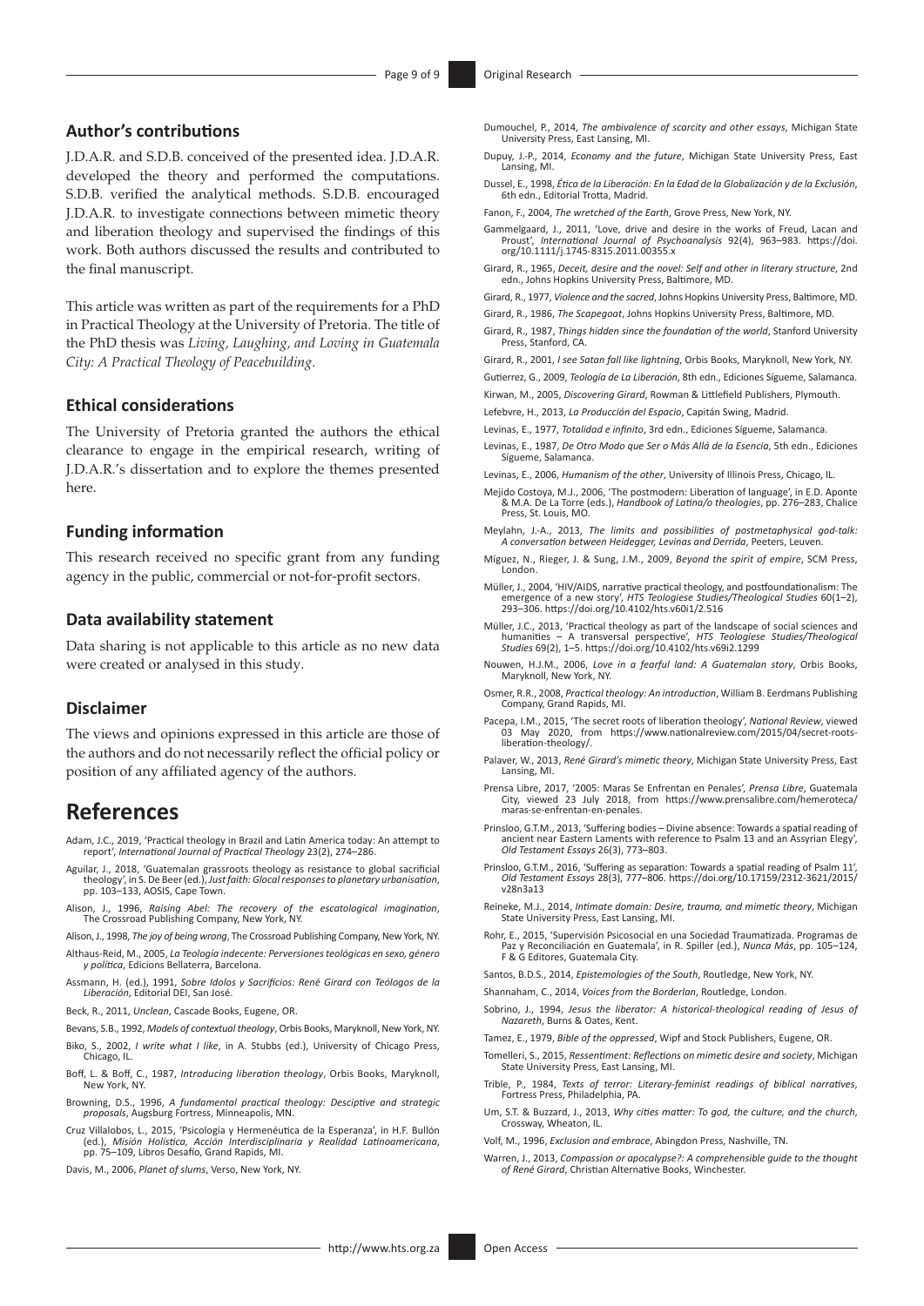## Author's contributions

J.D.A.R. and S.D.B. conceived of the presented idea. J.D.A.R. developed the theory and performed the computations. S.D.B. verified the analytical methods. S.D.B. encouraged J.D.A.R. to investigate connections between mimetic theory and liberation theology and supervised the findings of this work. Both authors discussed the results and contributed to the final manuscript.

This article was written as part of the requirements for a PhD in Practical Theology at the University of Pretoria. The title of the PhD thesis was *Living, Laughing, and Loving in Guatemala City: A Practical Theology of Peacebuilding*.

## Ethical considerations

The University of Pretoria granted the authors the ethical clearance to engage in the empirical research, writing of J.D.A.R.'s dissertation and to explore the themes presented here.

## Funding information

This research received no specific grant from any funding agency in the public, commercial or not-for-profit sectors.

## Data availability statement

Data sharing is not applicable to this article as no new data were created or analysed in this study.

## Disclaimer

The views and opinions expressed in this article are those of the authors and do not necessarily reflect the official policy or position of any affiliated agency of the authors.

# References

Adam, J.C., 2019, 'Practical theology in Brazil and Latin America today: An attempt to report', *International Journal of Practical Theology* 23(2), 274–286.

Aguilar, J., 2018, 'Guatemalan grassroots theology as resistance to global sacrificial theology', in S. De Beer (ed.), *Just faith: Glocal responses to planetary urbanisation*, pp. 103–133, AOSIS, Cape Town.

Alison, J., 1996, *Raising Abel: The recovery of the escatological imagination*, The Crossroad Publishing Company, New York, NY.

Alison, J., 1998, *The joy of being wrong*, The Crossroad Publishing Company, New York, NY.

Althaus-Reid, M., 2005, *La Teología indecente: Perversiones teológicas en sexo, género y política*, Edicions Bellaterra, Barcelona.

Assmann, H. (ed.), 1991, *Sobre Idolos y Sacrificios: René Girard con Teólogos de la Liberación*, Editorial DEI, San José.

Beck, R., 2011, *Unclean*, Cascade Books, Eugene, OR.

Bevans, S.B., 1992, *Models of contextual theology*, Orbis Books, Maryknoll, New York, NY.

Biko, S., 2002, *I write what I like*, in A. Stubbs (ed.), University of Chicago Press, Chicago, IL.

Boff, L. & Boff, C., 1987, *Introducing liberation theology*, Orbis Books, Maryknoll, New York, NY.

Browning, D.S., 1996, *A fundamental practical theology: Desciptive and strategic proposals*, Augsburg Fortress, Minneapolis, MN.

Cruz Villalobos, L., 2015, 'Psicología y Hermenéutica de la Esperanza', in H.F. Bullón (ed.), *Misión Holística, Acción Interdisciplinaria y Realidad Latinoamericana*, pp. 75–109, Libros Desafío, Grand Rapids, MI.

Davis, M., 2006, *Planet of slums*, Verso, New York, NY.

Dumouchel, P., 2014, *The ambivalence of scarcity and other essays*, Michigan State University Press, East Lansing, MI.

Dupuy, J.-P., 2014, *Economy and the future*, Michigan State University Press, East Lansing, MI.

Dussel, E., 1998, *Ética de la Liberación: En la Edad de la Globalización y de la Exclusión*, 6th edn., Editorial Trotta, Madrid.

Fanon, F., 2004, *The wretched of the Earth*, Grove Press, New York, NY.

Gammelgaard, J., 2011, 'Love, drive and desire in the works of Freud, Lacan and Proust', *International Journal of Psychoanalysis* 92(4), 963–983. https://doi.org/10.1111/j.1745-8315.2011.00355.x

Girard, R., 1965, *Deceit, desire and the novel: Self and other in literary structure*, 2nd edn., Johns Hopkins University Press, Baltimore, MD.

Girard, R., 1977, *Violence and the sacred*, Johns Hopkins University Press, Baltimore, MD.

Girard, R., 1986, *The Scapegoat*, Johns Hopkins University Press, Baltimore, MD.

Girard, R., 1987, *Things hidden since the foundation of the world*, Stanford University Press, Stanford, CA.

Girard, R., 2001, *I see Satan fall like lightning*, Orbis Books, Maryknoll, New York, NY.

Gutierrez, G., 2009, *Teología de La Liberación*, 8th edn., Ediciones Sígueme, Salamanca.

Kirwan, M., 2005, *Discovering Girard*, Rowman & Littlefield Publishers, Plymouth.

Lefebvre, H., 2013, *La Producción del Espacio*, Capitán Swing, Madrid.

Levinas, E., 1977, *Totalidad e infinito*, 3rd edn., Ediciones Sígueme, Salamanca.

Levinas, E., 1987, *De Otro Modo que Ser o Más Allá de la Esencia*, 5th edn., Ediciones Sígueme, Salamanca.

Levinas, E., 2006, *Humanism of the other*, University of Illinois Press, Chicago, IL.

Mejido Costoya, M.J., 2006, 'The postmodern: Liberation of language', in E.D. Aponte & M.A. De La Torre (eds.), *Handbook of Latina/o theologies*, pp. 276–283, Chalice Press, St. Louis, MO.

Meylahn, J.-A., 2013, *The limits and possibilities of postmetaphysical god-talk: A conversation between Heidegger, Levinas and Derrida*, Peeters, Leuven.

Míguez, N., Rieger, J. & Sung, J.M., 2009, *Beyond the spirit of empire*, SCM Press, London.

Müller, J., 2004, 'HIV/AIDS, narrative practical theology, and postfoundationalism: The emergence of a new story', *HTS Teologiese Studies/Theological Studies* 60(1–2), 293–306. https://doi.org/10.4102/hts.v60i1/2.516

Müller, J.C., 2013, 'Practical theology as part of the landscape of social sciences and humanities – A transversal perspective', *HTS Teologiese Studies/Theological Studies* 69(2), 1–5. https://doi.org/10.4102/hts.v69i2.1299

Nouwen, H.J.M., 2006, *Love in a fearful land: A Guatemalan story*, Orbis Books, Maryknoll, New York, NY.

Osmer, R.R., 2008, *Practical theology: An introduction*, William B. Eerdmans Publishing Company, Grand Rapids, MI.

Pacepa, I.M., 2015, 'The secret roots of liberation theology', *National Review*, viewed 03 May 2020, from https://www.nationalreview.com/2015/04/secret-roots-liberation-theology/.

Palaver, W., 2013, *René Girard's mimetic theory*, Michigan State University Press, East Lansing, MI.

Prensa Libre, 2017, '2005: Maras Se Enfrentan en Penales', *Prensa Libre*, Guatemala City, viewed 23 July 2018, from https://www.prensalibre.com/hemeroteca/maras-se-enfrentan-en-penales.

Prinsloo, G.T.M., 2013, 'Suffering bodies – Divine absence: Towards a spatial reading of ancient near Eastern Laments with reference to Psalm 13 and an Assyrian Elegy', *Old Testament Essays* 26(3), 773–803.

Prinsloo, G.T.M., 2016, 'Suffering as separation: Towards a spatial reading of Psalm 11', *Old Testament Essays* 28(3), 777–806. https://doi.org/10.17159/2312-3621/2015/v28n3a13

Reineke, M.J., 2014, *Intimate domain: Desire, trauma, and mimetic theory*, Michigan State University Press, East Lansing, MI.

Rohr, E., 2015, 'Supervisión Psicosocial en una Sociedad Traumatizada. Programas de Paz y Reconciliación en Guatemala', in R. Spiller (ed.), *Nunca Más*, pp. 105–124, F & G Editores, Guatemala City.

Santos, B.D.S., 2014, *Epistemologies of the South*, Routledge, New York, NY.

Shannaham, C., 2014, *Voices from the Borderlan*, Routledge, London.

Sobrino, J., 1994, *Jesus the liberator: A historical-theological reading of Jesus of Nazareth*, Burns & Oates, Kent.

Tamez, E., 1979, *Bible of the oppressed*, Wipf and Stock Publishers, Eugene, OR.

Tomelleri, S., 2015, *Ressentiment: Reflections on mimetic desire and society*, Michigan State University Press, East Lansing, MI.

Trible, P., 1984, *Texts of terror: Literary-feminist readings of biblical narratives*, Fortress Press, Philadelphia, PA.

Um, S.T. & Buzzard, J., 2013, *Why cities matter: To god, the culture, and the church*, Crossway, Wheaton, IL.

Volf, M., 1996, *Exclusion and embrace*, Abingdon Press, Nashville, TN.

Warren, J., 2013, *Compassion or apocalypse?: A comprehensible guide to the thought of René Girard*, Christian Alternative Books, Winchester.